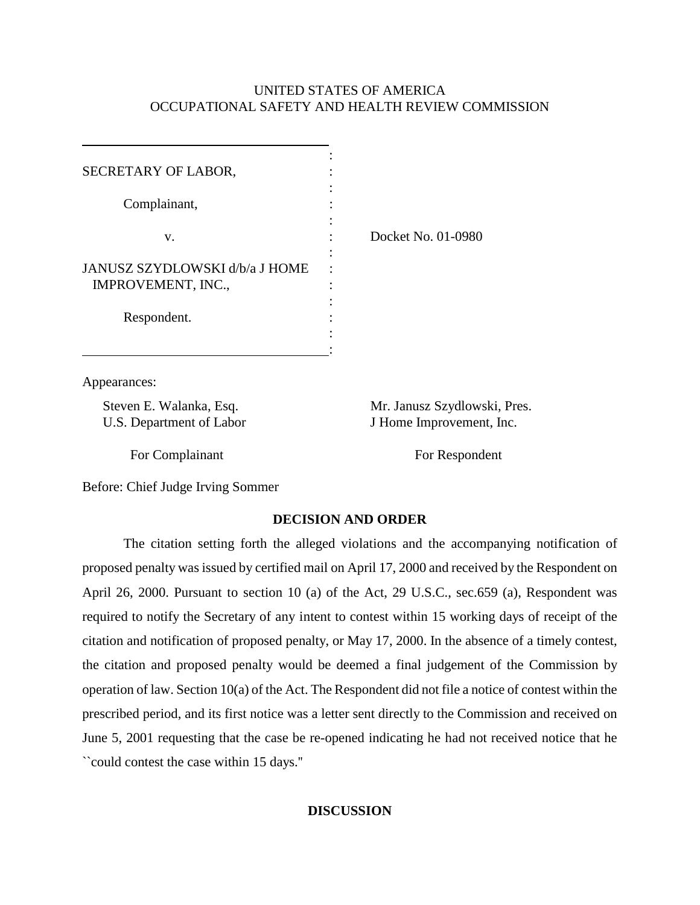UNITED STATES OF AMERICA
OCCUPATIONAL SAFETY AND HEALTH REVIEW COMMISSION

SECRETARY OF LABOR,

Complainant,

v.

JANUSZ SZYDLOWSKI d/b/a J HOME IMPROVEMENT, INC.,

Respondent.

Docket No. 01-0980

Appearances:

Steven E. Walanka, Esq.
U.S. Department of Labor

For Complainant

Mr. Janusz Szydlowski, Pres.
J Home Improvement, Inc.

For Respondent

Before: Chief Judge Irving Sommer

## DECISION AND ORDER

The citation setting forth the alleged violations and the accompanying notification of proposed penalty was issued by certified mail on April 17, 2000 and received by the Respondent on April 26, 2000. Pursuant to section 10 (a) of the Act, 29 U.S.C., sec.659 (a), Respondent was required to notify the Secretary of any intent to contest within 15 working days of receipt of the citation and notification of proposed penalty, or May 17, 2000. In the absence of a timely contest, the citation and proposed penalty would be deemed a final judgement of the Commission by operation of law. Section 10(a) of the Act. The Respondent did not file a notice of contest within the prescribed period, and its first notice was a letter sent directly to the Commission and received on June 5, 2001 requesting that the case be re-opened indicating he had not received notice that he ``could contest the case within 15 days.''

## DISCUSSION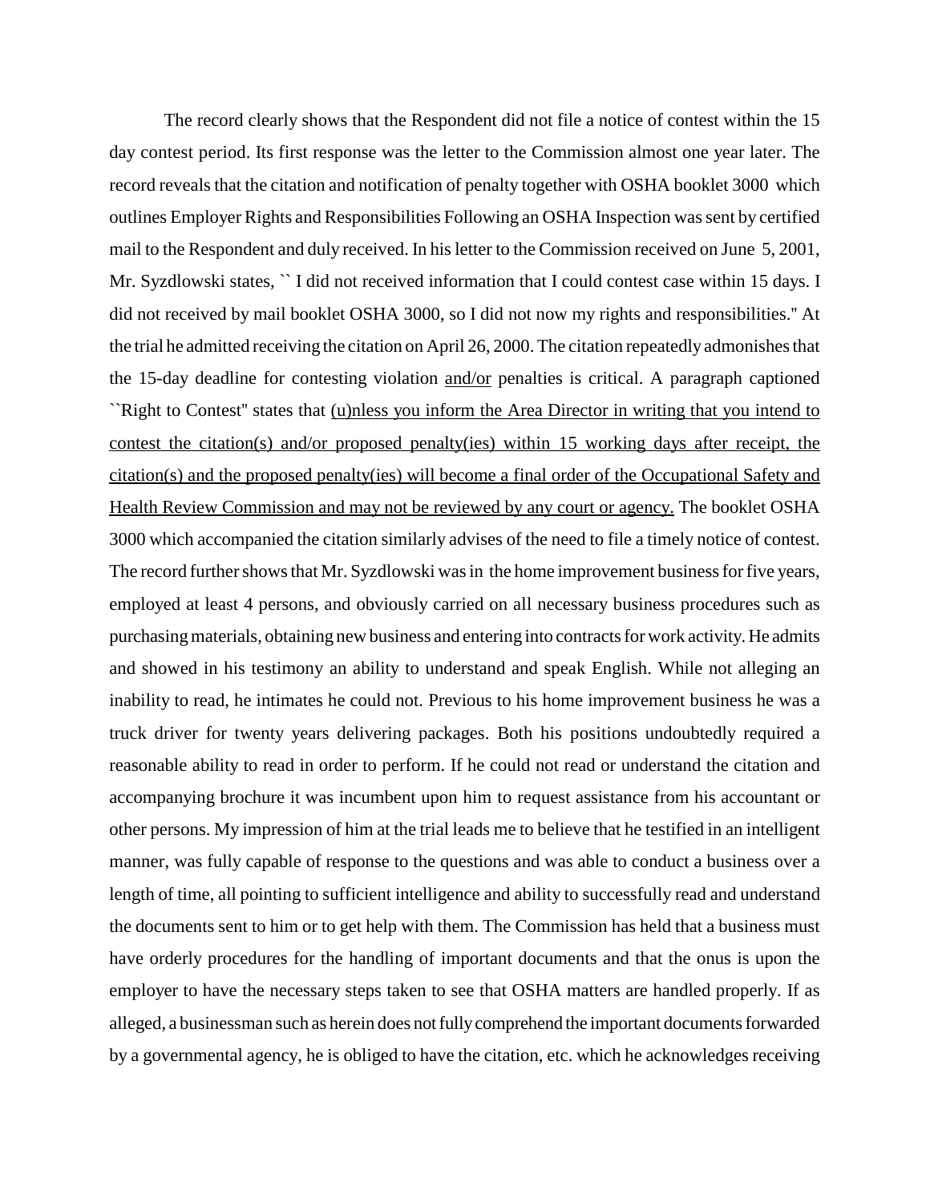The record clearly shows that the Respondent did not file a notice of contest within the 15 day contest period. Its first response was the letter to the Commission almost one year later. The record reveals that the citation and notification of penalty together with OSHA booklet 3000 which outlines Employer Rights and Responsibilities Following an OSHA Inspection was sent by certified mail to the Respondent and duly received. In his letter to the Commission received on June 5, 2001, Mr. Syzdlowski states, `` I did not received information that I could contest case within 15 days. I did not received by mail booklet OSHA 3000, so I did not now my rights and responsibilities.'' At the trial he admitted receiving the citation on April 26, 2000. The citation repeatedly admonishes that the 15-day deadline for contesting violation <u>and/or</u> penalties is critical. A paragraph captioned ``Right to Contest'' states that <u>(u)nless you inform the Area Director in writing that you intend to contest the citation(s) and/or proposed penalty(ies) within 15 working days after receipt, the citation(s) and the proposed penalty(ies) will become a final order of the Occupational Safety and Health Review Commission and may not be reviewed by any court or agency.</u> The booklet OSHA 3000 which accompanied the citation similarly advises of the need to file a timely notice of contest. The record further shows that Mr. Syzdlowski was in the home improvement business for five years, employed at least 4 persons, and obviously carried on all necessary business procedures such as purchasing materials, obtaining new business and entering into contracts for work activity. He admits and showed in his testimony an ability to understand and speak English. While not alleging an inability to read, he intimates he could not. Previous to his home improvement business he was a truck driver for twenty years delivering packages. Both his positions undoubtedly required a reasonable ability to read in order to perform. If he could not read or understand the citation and accompanying brochure it was incumbent upon him to request assistance from his accountant or other persons. My impression of him at the trial leads me to believe that he testified in an intelligent manner, was fully capable of response to the questions and was able to conduct a business over a length of time, all pointing to sufficient intelligence and ability to successfully read and understand the documents sent to him or to get help with them. The Commission has held that a business must have orderly procedures for the handling of important documents and that the onus is upon the employer to have the necessary steps taken to see that OSHA matters are handled properly. If as alleged, a businessman such as herein does not fully comprehend the important documents forwarded by a governmental agency, he is obliged to have the citation, etc. which he acknowledges receiving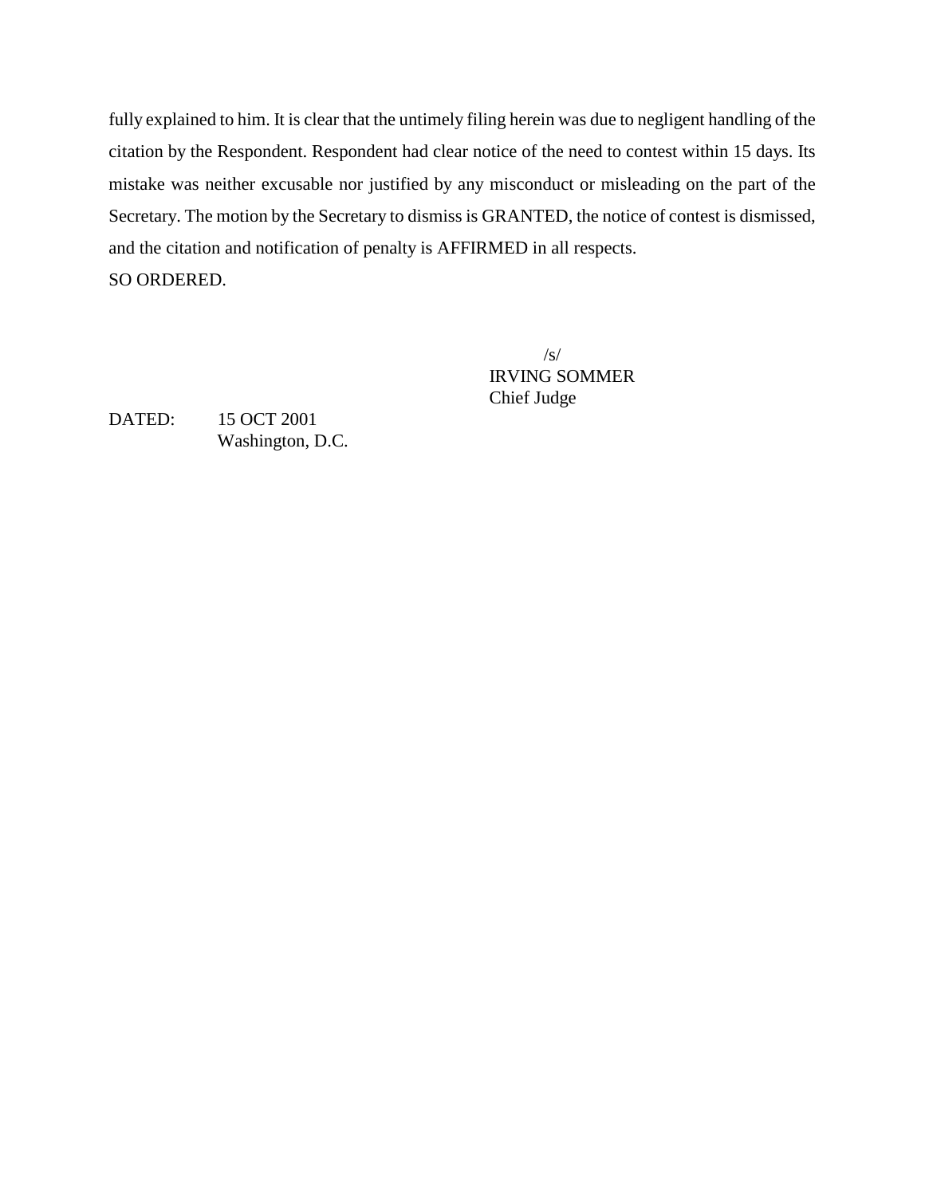fully explained to him. It is clear that the untimely filing herein was due to negligent handling of the citation by the Respondent. Respondent had clear notice of the need to contest within 15 days. Its mistake was neither excusable nor justified by any misconduct or misleading on the part of the Secretary. The motion by the Secretary to dismiss is GRANTED, the notice of contest is dismissed, and the citation and notification of penalty is AFFIRMED in all respects.

SO ORDERED.

/s/
IRVING SOMMER
Chief Judge

DATED: 15 OCT 2001
Washington, D.C.